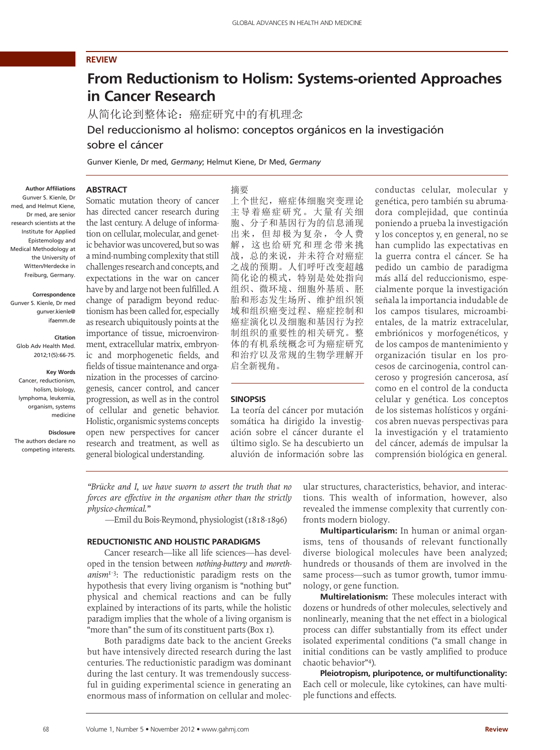REVIEW

# From Reductionism to Holism: Systems-oriented Approaches in Cancer Research

从简化论到整体论：癌症研究中的有机理念

Del reduccionismo al holismo: conceptos orgánicos en la investigación sobre el cáncer

Gunver Kienle, Dr med, *Germany*; Helmut Kiene, Dr Med, *Germany*

**Author Affiliations**
Gunver S. Kienle, Dr med, and Helmut Kiene, Dr med, are senior research scientists at the Institute for Applied Epistemology and Medical Methodology at the University of Witten/Herdecke in Freiburg, Germany.

**Correspondence**
Gunver S. Kienle, Dr med
gunver.kienle@ifaemm.de

**Citation**
Glob Adv Health Med. 2012;1(5):66-75.

**Key Words**
Cancer, reductionism, holism, biology, lymphoma, leukemia, organism, systems medicine

**Disclosure**
The authors declare no competing interests.

## ABSTRACT

Somatic mutation theory of cancer has directed cancer research during the last century. A deluge of information on cellular, molecular, and genetic behavior was uncovered, but so was a mind-numbing complexity that still challenges research and concepts, and expectations in the war on cancer have by and large not been fulfilled. A change of paradigm beyond reductionism has been called for, especially as research ubiquitously points at the importance of tissue, microenvironment, extracellular matrix, embryonic and morphogenetic fields, and fields of tissue maintenance and organization in the processes of carcinogenesis, cancer control, and cancer progression, as well as in the control of cellular and genetic behavior. Holistic, organismic systems concepts open new perspectives for cancer research and treatment, as well as general biological understanding.

## 摘要

上个世纪，癌症体细胞突变理论主导着癌症研究。大量有关细胞、分子和基因行为的信息涌现出来，但却极为复杂，令人费解，这也给研究和理念带来挑战，总的来说，并未符合对癌症之战的预期。人们呼吁改变超越简化论的模式，特别是处处指向组织、微环境、细胞外基质、胚胎和形态发生场所、维护组织领域和组织癌变过程、癌症控制和癌症演化以及细胞和基因行为控制组织的重要性的相关研究。整体的有机系统概念可为癌症研究和治疗以及常规的生物学理解开启全新视角。

## SINOPSIS

La teoría del cáncer por mutación somática ha dirigido la investigación sobre el cáncer durante el último siglo. Se ha descubierto un aluvión de información sobre las conductas celular, molecular y genética, pero también su abrumadora complejidad, que continúa poniendo a prueba la investigación y los conceptos y, en general, no se han cumplido las expectativas en la guerra contra el cáncer. Se ha pedido un cambio de paradigma más allá del reduccionismo, especialmente porque la investigación señala la importancia indudable de los campos tisulares, microambientales, de la matriz extracelular, embriónicos y morfogenéticos, y de los campos de mantenimiento y organización tisular en los procesos de carcinogenia, control canceroso y progresión cancerosa, así como en el control de la conducta celular y genética. Los conceptos de los sistemas holísticos y orgánicos abren nuevas perspectivas para la investigación y el tratamiento del cáncer, además de impulsar la comprensión biológica en general.

*"Brücke and I, we have sworn to assert the truth that no forces are effective in the organism other than the strictly physico-chemical."*

—Emil du Bois-Reymond, physiologist (1818-1896)

## REDUCTIONISTIC AND HOLISTIC PARADIGMS

Cancer research—like all life sciences—has developed in the tension between *nothing-buttery* and *morethanism*[1-3]: The reductionistic paradigm rests on the hypothesis that every living organism is "nothing but" physical and chemical reactions and can be fully explained by interactions of its parts, while the holistic paradigm implies that the whole of a living organism is "more than" the sum of its constituent parts (Box 1).

Both paradigms date back to the ancient Greeks but have intensively directed research during the last centuries. The reductionistic paradigm was dominant during the last century. It was tremendously successful in guiding experimental science in generating an enormous mass of information on cellular and molecular structures, characteristics, behavior, and interactions. This wealth of information, however, also revealed the immense complexity that currently confronts modern biology.

**Multiparticularism:** In human or animal organisms, tens of thousands of relevant functionally diverse biological molecules have been analyzed; hundreds or thousands of them are involved in the same process—such as tumor growth, tumor immunology, or gene function.

**Multirelationism:** These molecules interact with dozens or hundreds of other molecules, selectively and nonlinearly, meaning that the net effect in a biological process can differ substantially from its effect under isolated experimental conditions ("a small change in initial conditions can be vastly amplified to produce chaotic behavior"[4]).

**Pleiotropism, pluripotence, or multifunctionality:** Each cell or molecule, like cytokines, can have multiple functions and effects.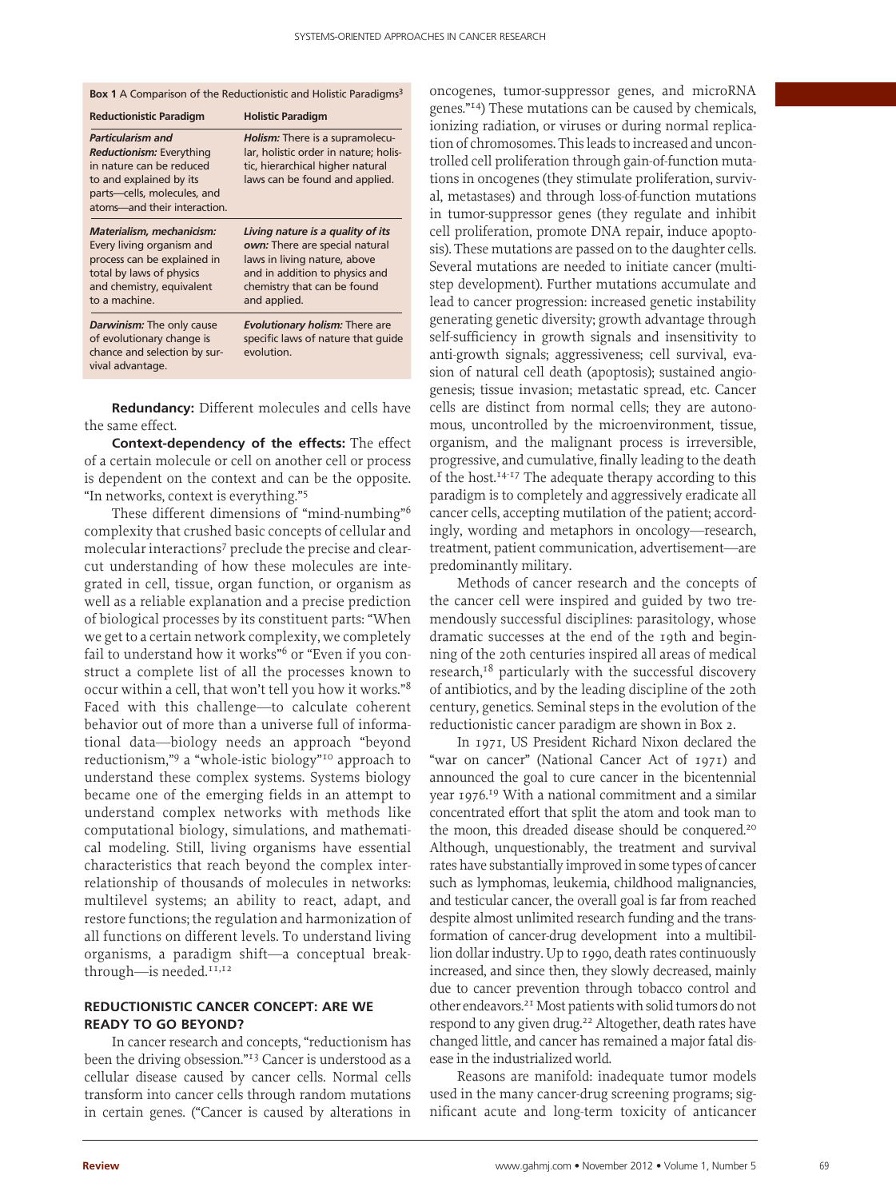**Box 1** A Comparison of the Reductionistic and Holistic Paradigms[3]

| Reductionistic Paradigm | Holistic Paradigm |
|---|---|
| ***Particularism and Reductionism:*** Everything in nature can be reduced to and explained by its parts—cells, molecules, and atoms—and their interaction. | ***Holism:*** There is a supramolecular, holistic order in nature; holistic, hierarchical higher natural laws can be found and applied. |
| ***Materialism, mechanicism:*** Every living organism and process can be explained in total by laws of physics and chemistry, equivalent to a machine. | ***Living nature is a quality of its own:*** There are special natural laws in living nature, above and in addition to physics and chemistry that can be found and applied. |
| ***Darwinism:*** The only cause of evolutionary change is chance and selection by survival advantage. | ***Evolutionary holism:*** There are specific laws of nature that guide evolution. |

**Redundancy:** Different molecules and cells have the same effect.

**Context-dependency of the effects:** The effect of a certain molecule or cell on another cell or process is dependent on the context and can be the opposite. "In networks, context is everything."[5]

These different dimensions of "mind-numbing"[6] complexity that crushed basic concepts of cellular and molecular interactions[7] preclude the precise and clear-cut understanding of how these molecules are integrated in cell, tissue, organ function, or organism as well as a reliable explanation and a precise prediction of biological processes by its constituent parts: "When we get to a certain network complexity, we completely fail to understand how it works"[6] or "Even if you construct a complete list of all the processes known to occur within a cell, that won't tell you how it works."[8] Faced with this challenge—to calculate coherent behavior out of more than a universe full of informational data—biology needs an approach "beyond reductionism,"[9] a "whole-istic biology"[10] approach to understand these complex systems. Systems biology became one of the emerging fields in an attempt to understand complex networks with methods like computational biology, simulations, and mathematical modeling. Still, living organisms have essential characteristics that reach beyond the complex interrelationship of thousands of molecules in networks: multilevel systems; an ability to react, adapt, and restore functions; the regulation and harmonization of all functions on different levels. To understand living organisms, a paradigm shift—a conceptual breakthrough—is needed.[11,12]

## REDUCTIONISTIC CANCER CONCEPT: ARE WE READY TO GO BEYOND?

In cancer research and concepts, "reductionism has been the driving obsession."[13] Cancer is understood as a cellular disease caused by cancer cells. Normal cells transform into cancer cells through random mutations in certain genes. ("Cancer is caused by alterations in oncogenes, tumor-suppressor genes, and microRNA genes."[14]) These mutations can be caused by chemicals, ionizing radiation, or viruses or during normal replication of chromosomes. This leads to increased and uncontrolled cell proliferation through gain-of-function mutations in oncogenes (they stimulate proliferation, survival, metastases) and through loss-of-function mutations in tumor-suppressor genes (they regulate and inhibit cell proliferation, promote DNA repair, induce apoptosis). These mutations are passed on to the daughter cells. Several mutations are needed to initiate cancer (multistep development). Further mutations accumulate and lead to cancer progression: increased genetic instability generating genetic diversity; growth advantage through self-sufficiency in growth signals and insensitivity to anti-growth signals; aggressiveness; cell survival, evasion of natural cell death (apoptosis); sustained angiogenesis; tissue invasion; metastatic spread, etc. Cancer cells are distinct from normal cells; they are autonomous, uncontrolled by the microenvironment, tissue, organism, and the malignant process is irreversible, progressive, and cumulative, finally leading to the death of the host.[14-17] The adequate therapy according to this paradigm is to completely and aggressively eradicate all cancer cells, accepting mutilation of the patient; accordingly, wording and metaphors in oncology—research, treatment, patient communication, advertisement—are predominantly military.

Methods of cancer research and the concepts of the cancer cell were inspired and guided by two tremendously successful disciplines: parasitology, whose dramatic successes at the end of the 19th and beginning of the 20th centuries inspired all areas of medical research,[18] particularly with the successful discovery of antibiotics, and by the leading discipline of the 20th century, genetics. Seminal steps in the evolution of the reductionistic cancer paradigm are shown in Box 2.

In 1971, US President Richard Nixon declared the "war on cancer" (National Cancer Act of 1971) and announced the goal to cure cancer in the bicentennial year 1976.[19] With a national commitment and a similar concentrated effort that split the atom and took man to the moon, this dreaded disease should be conquered.[20] Although, unquestionably, the treatment and survival rates have substantially improved in some types of cancer such as lymphomas, leukemia, childhood malignancies, and testicular cancer, the overall goal is far from reached despite almost unlimited research funding and the transformation of cancer-drug development into a multibillion dollar industry. Up to 1990, death rates continuously increased, and since then, they slowly decreased, mainly due to cancer prevention through tobacco control and other endeavors.[21] Most patients with solid tumors do not respond to any given drug.[22] Altogether, death rates have changed little, and cancer has remained a major fatal disease in the industrialized world.

Reasons are manifold: inadequate tumor models used in the many cancer-drug screening programs; significant acute and long-term toxicity of anticancer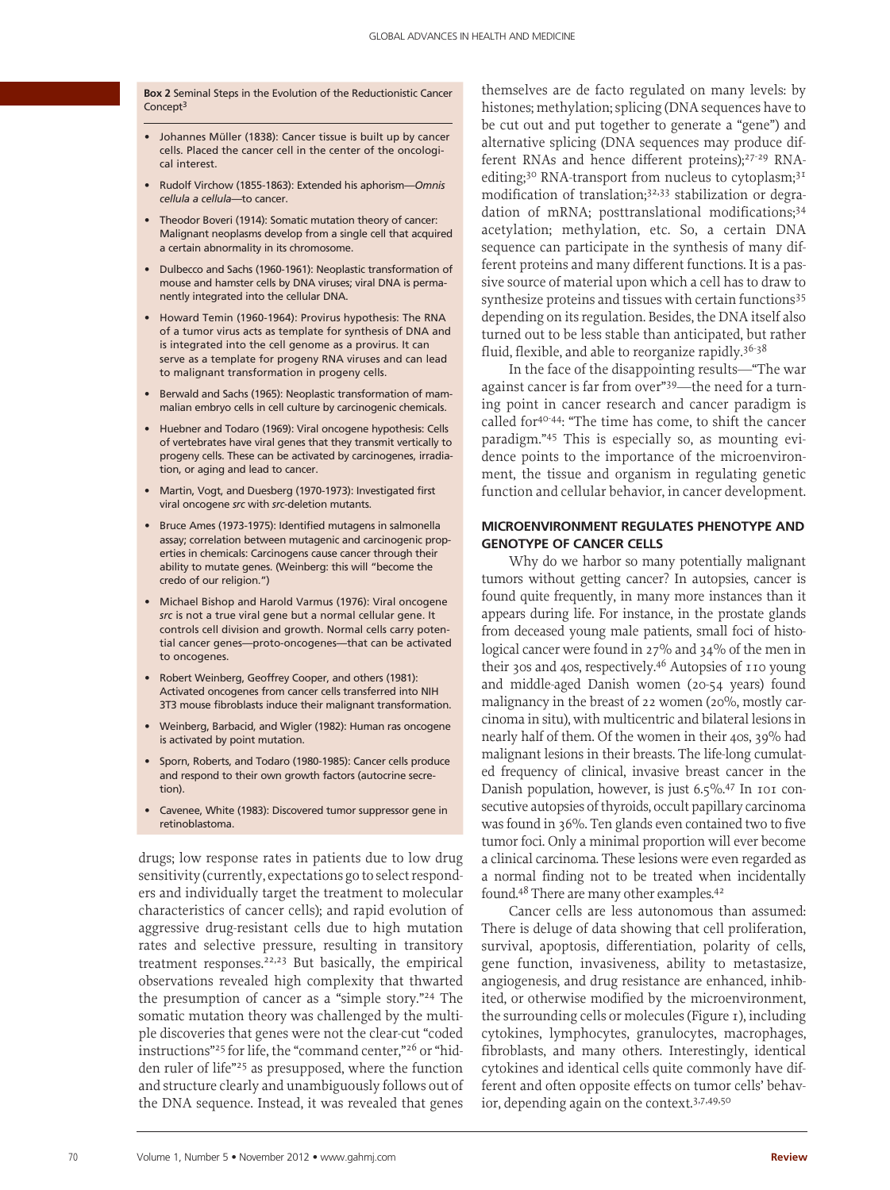**Box 2** Seminal Steps in the Evolution of the Reductionistic Cancer Concept[3]

- Johannes Müller (1838): Cancer tissue is built up by cancer cells. Placed the cancer cell in the center of the oncological interest.
- Rudolf Virchow (1855-1863): Extended his aphorism—*Omnis cellula a cellula*—to cancer.
- Theodor Boveri (1914): Somatic mutation theory of cancer: Malignant neoplasms develop from a single cell that acquired a certain abnormality in its chromosome.
- Dulbecco and Sachs (1960-1961): Neoplastic transformation of mouse and hamster cells by DNA viruses; viral DNA is permanently integrated into the cellular DNA.
- Howard Temin (1960-1964): Provirus hypothesis: The RNA of a tumor virus acts as template for synthesis of DNA and is integrated into the cell genome as a provirus. It can serve as a template for progeny RNA viruses and can lead to malignant transformation in progeny cells.
- Berwald and Sachs (1965): Neoplastic transformation of mammalian embryo cells in cell culture by carcinogenic chemicals.
- Huebner and Todaro (1969): Viral oncogene hypothesis: Cells of vertebrates have viral genes that they transmit vertically to progeny cells. These can be activated by carcinogenes, irradiation, or aging and lead to cancer.
- Martin, Vogt, and Duesberg (1970-1973): Investigated first viral oncogene *src* with *src*-deletion mutants.
- Bruce Ames (1973-1975): Identified mutagens in salmonella assay; correlation between mutagenic and carcinogenic properties in chemicals: Carcinogens cause cancer through their ability to mutate genes. (Weinberg: this will "become the credo of our religion.")
- Michael Bishop and Harold Varmus (1976): Viral oncogene *src* is not a true viral gene but a normal cellular gene. It controls cell division and growth. Normal cells carry potential cancer genes—proto-oncogenes—that can be activated to oncogenes.
- Robert Weinberg, Geoffrey Cooper, and others (1981): Activated oncogenes from cancer cells transferred into NIH 3T3 mouse fibroblasts induce their malignant transformation.
- Weinberg, Barbacid, and Wigler (1982): Human ras oncogene is activated by point mutation.
- Sporn, Roberts, and Todaro (1980-1985): Cancer cells produce and respond to their own growth factors (autocrine secretion).
- Cavenee, White (1983): Discovered tumor suppressor gene in retinoblastoma.

drugs; low response rates in patients due to low drug sensitivity (currently, expectations go to select responders and individually target the treatment to molecular characteristics of cancer cells); and rapid evolution of aggressive drug-resistant cells due to high mutation rates and selective pressure, resulting in transitory treatment responses.[22,23] But basically, the empirical observations revealed high complexity that thwarted the presumption of cancer as a "simple story."[24] The somatic mutation theory was challenged by the multiple discoveries that genes were not the clear-cut "coded instructions"[25] for life, the "command center,"[26] or "hidden ruler of life"[25] as presupposed, where the function and structure clearly and unambiguously follows out of the DNA sequence. Instead, it was revealed that genes themselves are de facto regulated on many levels: by histones; methylation; splicing (DNA sequences have to be cut out and put together to generate a "gene") and alternative splicing (DNA sequences may produce different RNAs and hence different proteins);[27-29] RNA-editing;[30] RNA-transport from nucleus to cytoplasm;[31] modification of translation;[32,33] stabilization or degradation of mRNA; posttranslational modifications;[34] acetylation; methylation, etc. So, a certain DNA sequence can participate in the synthesis of many different proteins and many different functions. It is a passive source of material upon which a cell has to draw to synthesize proteins and tissues with certain functions[35] depending on its regulation. Besides, the DNA itself also turned out to be less stable than anticipated, but rather fluid, flexible, and able to reorganize rapidly.[36-38]

In the face of the disappointing results—"The war against cancer is far from over"[39]—the need for a turning point in cancer research and cancer paradigm is called for[40-44]: "The time has come, to shift the cancer paradigm."[45] This is especially so, as mounting evidence points to the importance of the microenvironment, the tissue and organism in regulating genetic function and cellular behavior, in cancer development.

## MICROENVIRONMENT REGULATES PHENOTYPE AND GENOTYPE OF CANCER CELLS

Why do we harbor so many potentially malignant tumors without getting cancer? In autopsies, cancer is found quite frequently, in many more instances than it appears during life. For instance, in the prostate glands from deceased young male patients, small foci of histological cancer were found in 27% and 34% of the men in their 30s and 40s, respectively.[46] Autopsies of 110 young and middle-aged Danish women (20-54 years) found malignancy in the breast of 22 women (20%, mostly carcinoma in situ), with multicentric and bilateral lesions in nearly half of them. Of the women in their 40s, 39% had malignant lesions in their breasts. The life-long cumulated frequency of clinical, invasive breast cancer in the Danish population, however, is just 6.5%.[47] In 101 consecutive autopsies of thyroids, occult papillary carcinoma was found in 36%. Ten glands even contained two to five tumor foci. Only a minimal proportion will ever become a clinical carcinoma. These lesions were even regarded as a normal finding not to be treated when incidentally found.[48] There are many other examples.[42]

Cancer cells are less autonomous than assumed: There is deluge of data showing that cell proliferation, survival, apoptosis, differentiation, polarity of cells, gene function, invasiveness, ability to metastasize, angiogenesis, and drug resistance are enhanced, inhibited, or otherwise modified by the microenvironment, the surrounding cells or molecules (Figure 1), including cytokines, lymphocytes, granulocytes, macrophages, fibroblasts, and many others. Interestingly, identical cytokines and identical cells quite commonly have different and often opposite effects on tumor cells' behavior, depending again on the context.[3,7,49,50]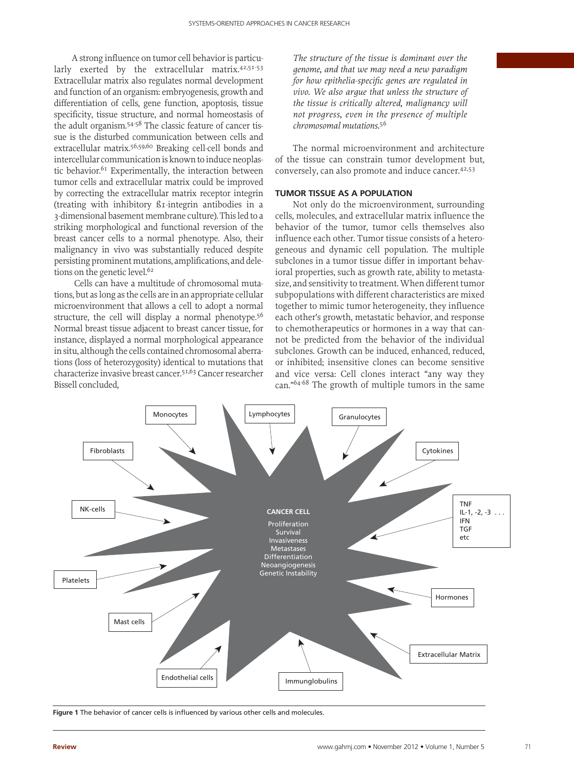A strong influence on tumor cell behavior is particularly exerted by the extracellular matrix.[42,51-53] Extracellular matrix also regulates normal development and function of an organism: embryogenesis, growth and differentiation of cells, gene function, apoptosis, tissue specificity, tissue structure, and normal homeostasis of the adult organism.[54-58] The classic feature of cancer tissue is the disturbed communication between cells and extracellular matrix.[56,59,60] Breaking cell-cell bonds and intercellular communication is known to induce neoplastic behavior.[61] Experimentally, the interaction between tumor cells and extracellular matrix could be improved by correcting the extracellular matrix receptor integrin (treating with inhibitory ß1-integrin antibodies in a 3-dimensional basement membrane culture). This led to a striking morphological and functional reversion of the breast cancer cells to a normal phenotype. Also, their malignancy in vivo was substantially reduced despite persisting prominent mutations, amplifications, and deletions on the genetic level.[62]

Cells can have a multitude of chromosomal mutations, but as long as the cells are in an appropriate cellular microenvironment that allows a cell to adopt a normal structure, the cell will display a normal phenotype.[56] Normal breast tissue adjacent to breast cancer tissue, for instance, displayed a normal morphological appearance in situ, although the cells contained chromosomal aberrations (loss of heterozygosity) identical to mutations that characterize invasive breast cancer.[51,63] Cancer researcher Bissell concluded,

> *The structure of the tissue is dominant over the genome, and that we may need a new paradigm for how epithelia-specific genes are regulated in vivo. We also argue that unless the structure of the tissue is critically altered, malignancy will not progress, even in the presence of multiple chromosomal mutations.*[56]

The normal microenvironment and architecture of the tissue can constrain tumor development but, conversely, can also promote and induce cancer.[42,53]

### TUMOR TISSUE AS A POPULATION

Not only do the microenvironment, surrounding cells, molecules, and extracellular matrix influence the behavior of the tumor, tumor cells themselves also influence each other. Tumor tissue consists of a heterogeneous and dynamic cell population. The multiple subclones in a tumor tissue differ in important behavioral properties, such as growth rate, ability to metastasize, and sensitivity to treatment. When different tumor subpopulations with different characteristics are mixed together to mimic tumor heterogeneity, they influence each other's growth, metastatic behavior, and response to chemotherapeutics or hormones in a way that cannot be predicted from the behavior of the individual subclones. Growth can be induced, enhanced, reduced, or inhibited; insensitive clones can become sensitive and vice versa: Cell clones interact "any way they can."[64-68] The growth of multiple tumors in the same

**Figure 1** The behavior of cancer cells is influenced by various other cells and molecules.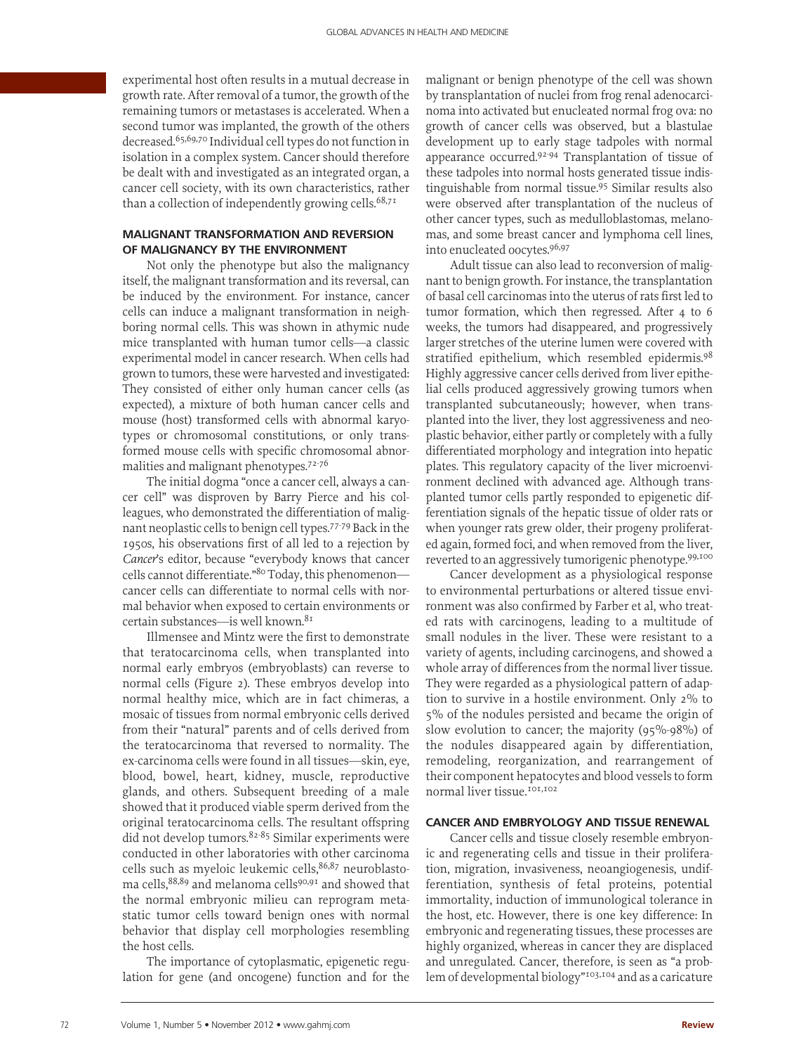experimental host often results in a mutual decrease in growth rate. After removal of a tumor, the growth of the remaining tumors or metastases is accelerated. When a second tumor was implanted, the growth of the others decreased.[65,69,70] Individual cell types do not function in isolation in a complex system. Cancer should therefore be dealt with and investigated as an integrated organ, a cancer cell society, with its own characteristics, rather than a collection of independently growing cells.[68,71]

## MALIGNANT TRANSFORMATION AND REVERSION OF MALIGNANCY BY THE ENVIRONMENT

Not only the phenotype but also the malignancy itself, the malignant transformation and its reversal, can be induced by the environment. For instance, cancer cells can induce a malignant transformation in neighboring normal cells. This was shown in athymic nude mice transplanted with human tumor cells—a classic experimental model in cancer research. When cells had grown to tumors, these were harvested and investigated: They consisted of either only human cancer cells (as expected), a mixture of both human cancer cells and mouse (host) transformed cells with abnormal karyotypes or chromosomal constitutions, or only transformed mouse cells with specific chromosomal abnormalities and malignant phenotypes.[72-76]

The initial dogma "once a cancer cell, always a cancer cell" was disproven by Barry Pierce and his colleagues, who demonstrated the differentiation of malignant neoplastic cells to benign cell types.[77-79] Back in the 1950s, his observations first of all led to a rejection by *Cancer*'s editor, because "everybody knows that cancer cells cannot differentiate."[80] Today, this phenomenon—cancer cells can differentiate to normal cells with normal behavior when exposed to certain environments or certain substances—is well known.[81]

Illmensee and Mintz were the first to demonstrate that teratocarcinoma cells, when transplanted into normal early embryos (embryoblasts) can reverse to normal cells (Figure 2). These embryos develop into normal healthy mice, which are in fact chimeras, a mosaic of tissues from normal embryonic cells derived from their "natural" parents and of cells derived from the teratocarcinoma that reversed to normality. The ex-carcinoma cells were found in all tissues—skin, eye, blood, bowel, heart, kidney, muscle, reproductive glands, and others. Subsequent breeding of a male showed that it produced viable sperm derived from the original teratocarcinoma cells. The resultant offspring did not develop tumors.[82-85] Similar experiments were conducted in other laboratories with other carcinoma cells such as myeloic leukemic cells,[86,87] neuroblastoma cells,[88,89] and melanoma cells[90,91] and showed that the normal embryonic milieu can reprogram metastatic tumor cells toward benign ones with normal behavior that display cell morphologies resembling the host cells.

The importance of cytoplasmatic, epigenetic regulation for gene (and oncogene) function and for the malignant or benign phenotype of the cell was shown by transplantation of nuclei from frog renal adenocarcinoma into activated but enucleated normal frog ova: no growth of cancer cells was observed, but a blastulae development up to early stage tadpoles with normal appearance occurred.[92-94] Transplantation of tissue of these tadpoles into normal hosts generated tissue indistinguishable from normal tissue.[95] Similar results also were observed after transplantation of the nucleus of other cancer types, such as medulloblastomas, melanomas, and some breast cancer and lymphoma cell lines, into enucleated oocytes.[96,97]

Adult tissue can also lead to reconversion of malignant to benign growth. For instance, the transplantation of basal cell carcinomas into the uterus of rats first led to tumor formation, which then regressed. After 4 to 6 weeks, the tumors had disappeared, and progressively larger stretches of the uterine lumen were covered with stratified epithelium, which resembled epidermis.[98] Highly aggressive cancer cells derived from liver epithelial cells produced aggressively growing tumors when transplanted subcutaneously; however, when transplanted into the liver, they lost aggressiveness and neoplastic behavior, either partly or completely with a fully differentiated morphology and integration into hepatic plates. This regulatory capacity of the liver microenvironment declined with advanced age. Although transplanted tumor cells partly responded to epigenetic differentiation signals of the hepatic tissue of older rats or when younger rats grew older, their progeny proliferated again, formed foci, and when removed from the liver, reverted to an aggressively tumorigenic phenotype.[99,100]

Cancer development as a physiological response to environmental perturbations or altered tissue environment was also confirmed by Farber et al, who treated rats with carcinogens, leading to a multitude of small nodules in the liver. These were resistant to a variety of agents, including carcinogens, and showed a whole array of differences from the normal liver tissue. They were regarded as a physiological pattern of adaptation to survive in a hostile environment. Only 2% to 5% of the nodules persisted and became the origin of slow evolution to cancer; the majority (95%-98%) of the nodules disappeared again by differentiation, remodeling, reorganization, and rearrangement of their component hepatocytes and blood vessels to form normal liver tissue.[101,102]

## CANCER AND EMBRYOLOGY AND TISSUE RENEWAL

Cancer cells and tissue closely resemble embryonic and regenerating cells and tissue in their proliferation, migration, invasiveness, neoangiogenesis, undifferentiation, synthesis of fetal proteins, potential immortality, induction of immunological tolerance in the host, etc. However, there is one key difference: In embryonic and regenerating tissues, these processes are highly organized, whereas in cancer they are displaced and unregulated. Cancer, therefore, is seen as "a problem of developmental biology"[103,104] and as a caricature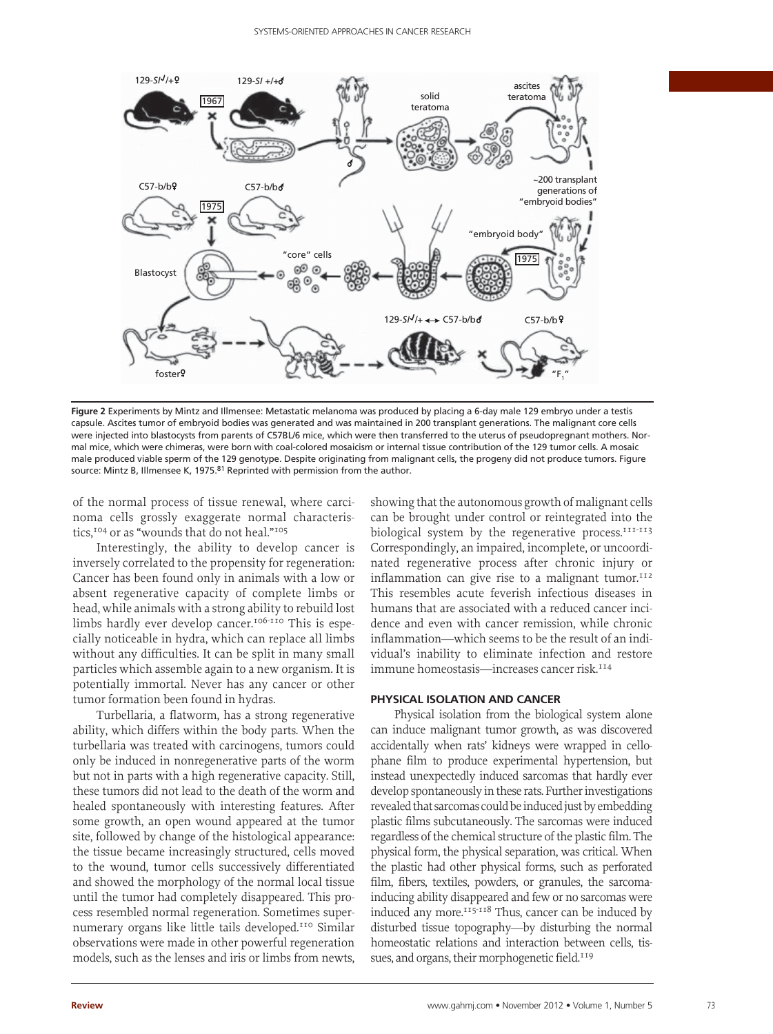**Figure 2** Experiments by Mintz and Illmensee: Metastatic melanoma was produced by placing a 6-day male 129 embryo under a testis capsule. Ascites tumor of embryoid bodies was generated and was maintained in 200 transplant generations. The malignant core cells were injected into blastocysts from parents of C57BL/6 mice, which were then transferred to the uterus of pseudopregnant mothers. Normal mice, which were chimeras, were born with coal-colored mosaicism or internal tissue contribution of the 129 tumor cells. A mosaic male produced viable sperm of the 129 genotype. Despite originating from malignant cells, the progeny did not produce tumors. Figure source: Mintz B, Illmensee K, 1975.[81] Reprinted with permission from the author.

of the normal process of tissue renewal, where carcinoma cells grossly exaggerate normal characteristics,[104] or as "wounds that do not heal."[105]

Interestingly, the ability to develop cancer is inversely correlated to the propensity for regeneration: Cancer has been found only in animals with a low or absent regenerative capacity of complete limbs or head, while animals with a strong ability to rebuild lost limbs hardly ever develop cancer.[106-110] This is especially noticeable in hydra, which can replace all limbs without any difficulties. It can be split in many small particles which assemble again to a new organism. It is potentially immortal. Never has any cancer or other tumor formation been found in hydras.

Turbellaria, a flatworm, has a strong regenerative ability, which differs within the body parts. When the turbellaria was treated with carcinogens, tumors could only be induced in nonregenerative parts of the worm but not in parts with a high regenerative capacity. Still, these tumors did not lead to the death of the worm and healed spontaneously with interesting features. After some growth, an open wound appeared at the tumor site, followed by change of the histological appearance: the tissue became increasingly structured, cells moved to the wound, tumor cells successively differentiated and showed the morphology of the normal local tissue until the tumor had completely disappeared. This process resembled normal regeneration. Sometimes supernumerary organs like little tails developed.[110] Similar observations were made in other powerful regeneration models, such as the lenses and iris or limbs from newts, showing that the autonomous growth of malignant cells can be brought under control or reintegrated into the biological system by the regenerative process.[111-113] Correspondingly, an impaired, incomplete, or uncoordinated regenerative process after chronic injury or inflammation can give rise to a malignant tumor.[112] This resembles acute feverish infectious diseases in humans that are associated with a reduced cancer incidence and even with cancer remission, while chronic inflammation—which seems to be the result of an individual's inability to eliminate infection and restore immune homeostasis—increases cancer risk.[114]

## PHYSICAL ISOLATION AND CANCER

Physical isolation from the biological system alone can induce malignant tumor growth, as was discovered accidentally when rats' kidneys were wrapped in cellophane film to produce experimental hypertension, but instead unexpectedly induced sarcomas that hardly ever develop spontaneously in these rats. Further investigations revealed that sarcomas could be induced just by embedding plastic films subcutaneously. The sarcomas were induced regardless of the chemical structure of the plastic film. The physical form, the physical separation, was critical. When the plastic had other physical forms, such as perforated film, fibers, textiles, powders, or granules, the sarcoma-inducing ability disappeared and few or no sarcomas were induced any more.[115-118] Thus, cancer can be induced by disturbed tissue topography—by disturbing the normal homeostatic relations and interaction between cells, tissues, and organs, their morphogenetic field.[119]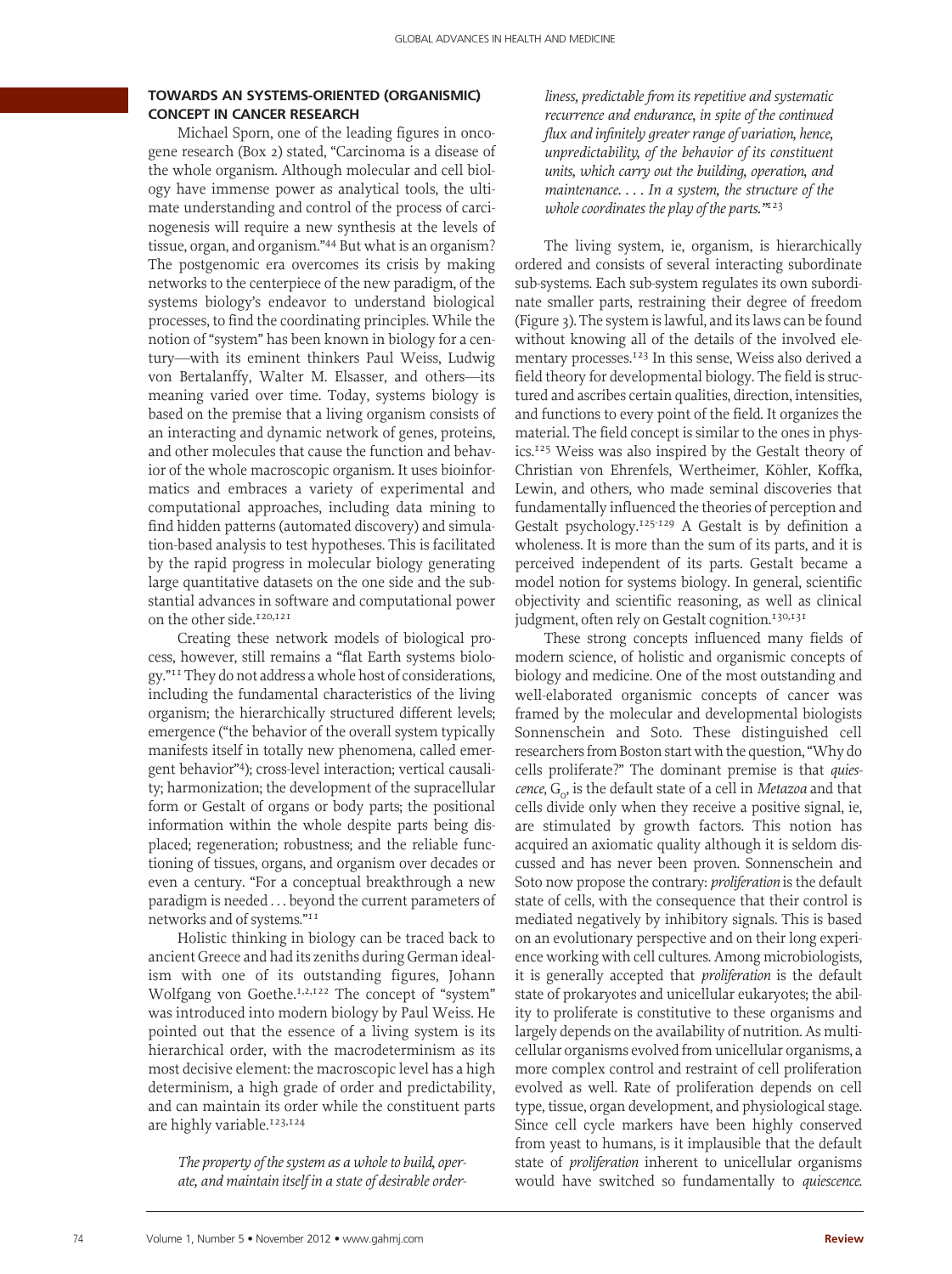## TOWARDS AN SYSTEMS-ORIENTED (ORGANISMIC) CONCEPT IN CANCER RESEARCH

Michael Sporn, one of the leading figures in oncogene research (Box 2) stated, "Carcinoma is a disease of the whole organism. Although molecular and cell biology have immense power as analytical tools, the ultimate understanding and control of the process of carcinogenesis will require a new synthesis at the levels of tissue, organ, and organism."[44] But what is an organism? The postgenomic era overcomes its crisis by making networks to the centerpiece of the new paradigm, of the systems biology's endeavor to understand biological processes, to find the coordinating principles. While the notion of "system" has been known in biology for a century—with its eminent thinkers Paul Weiss, Ludwig von Bertalanffy, Walter M. Elsasser, and others—its meaning varied over time. Today, systems biology is based on the premise that a living organism consists of an interacting and dynamic network of genes, proteins, and other molecules that cause the function and behavior of the whole macroscopic organism. It uses bioinformatics and embraces a variety of experimental and computational approaches, including data mining to find hidden patterns (automated discovery) and simulation-based analysis to test hypotheses. This is facilitated by the rapid progress in molecular biology generating large quantitative datasets on the one side and the substantial advances in software and computational power on the other side.[120,121]

Creating these network models of biological process, however, still remains a "flat Earth systems biology."[11] They do not address a whole host of considerations, including the fundamental characteristics of the living organism; the hierarchically structured different levels; emergence ("the behavior of the overall system typically manifests itself in totally new phenomena, called emergent behavior"[4]); cross-level interaction; vertical causality; harmonization; the development of the supracellular form or Gestalt of organs or body parts; the positional information within the whole despite parts being displaced; regeneration; robustness; and the reliable functioning of tissues, organs, and organism over decades or even a century. "For a conceptual breakthrough a new paradigm is needed . . . beyond the current parameters of networks and of systems."[11]

Holistic thinking in biology can be traced back to ancient Greece and had its zeniths during German idealism with one of its outstanding figures, Johann Wolfgang von Goethe.[1,2,122] The concept of "system" was introduced into modern biology by Paul Weiss. He pointed out that the essence of a living system is its hierarchical order, with the macrodeterminism as its most decisive element: the macroscopic level has a high determinism, a high grade of order and predictability, and can maintain its order while the constituent parts are highly variable.[123,124]

> *The property of the system as a whole to build, operate, and maintain itself in a state of desirable orderliness, predictable from its repetitive and systematic recurrence and endurance, in spite of the continued flux and infinitely greater range of variation, hence, unpredictability, of the behavior of its constituent units, which carry out the building, operation, and maintenance. . . . In a system, the structure of the whole coordinates the play of the parts."*[123]

The living system, ie, organism, is hierarchically ordered and consists of several interacting subordinate sub-systems. Each sub-system regulates its own subordinate smaller parts, restraining their degree of freedom (Figure 3). The system is lawful, and its laws can be found without knowing all of the details of the involved elementary processes.[123] In this sense, Weiss also derived a field theory for developmental biology. The field is structured and ascribes certain qualities, direction, intensities, and functions to every point of the field. It organizes the material. The field concept is similar to the ones in physics.[125] Weiss was also inspired by the Gestalt theory of Christian von Ehrenfels, Wertheimer, Köhler, Koffka, Lewin, and others, who made seminal discoveries that fundamentally influenced the theories of perception and Gestalt psychology.[125-129] A Gestalt is by definition a wholeness. It is more than the sum of its parts, and it is perceived independent of its parts. Gestalt became a model notion for systems biology. In general, scientific objectivity and scientific reasoning, as well as clinical judgment, often rely on Gestalt cognition.[130,131]

These strong concepts influenced many fields of modern science, of holistic and organismic concepts of biology and medicine. One of the most outstanding and well-elaborated organismic concepts of cancer was framed by the molecular and developmental biologists Sonnenschein and Soto. These distinguished cell researchers from Boston start with the question, "Why do cells proliferate?" The dominant premise is that *quiescence*, $G_0$, is the default state of a cell in *Metazoa* and that cells divide only when they receive a positive signal, ie, are stimulated by growth factors. This notion has acquired an axiomatic quality although it is seldom discussed and has never been proven. Sonnenschein and Soto now propose the contrary: *proliferation* is the default state of cells, with the consequence that their control is mediated negatively by inhibitory signals. This is based on an evolutionary perspective and on their long experience working with cell cultures. Among microbiologists, it is generally accepted that *proliferation* is the default state of prokaryotes and unicellular eukaryotes; the ability to proliferate is constitutive to these organisms and largely depends on the availability of nutrition. As multicellular organisms evolved from unicellular organisms, a more complex control and restraint of cell proliferation evolved as well. Rate of proliferation depends on cell type, tissue, organ development, and physiological stage. Since cell cycle markers have been highly conserved from yeast to humans, is it implausible that the default state of *proliferation* inherent to unicellular organisms would have switched so fundamentally to *quiescence.*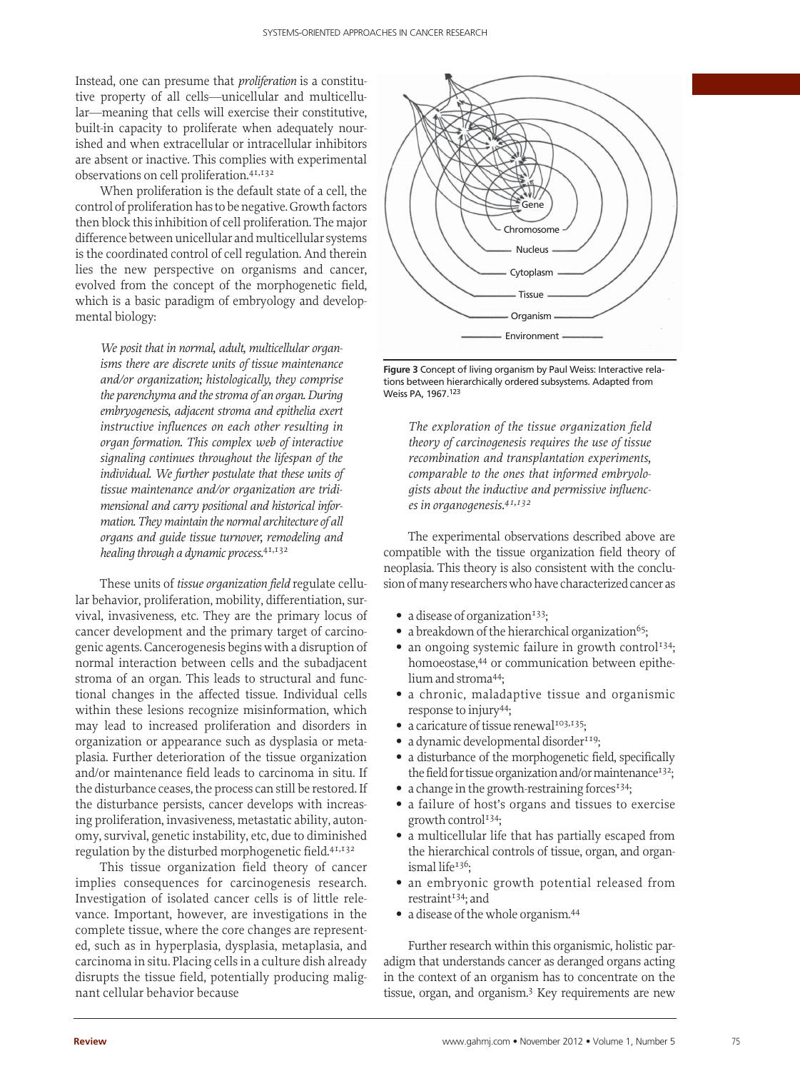Instead, one can presume that *proliferation* is a constitutive property of all cells—unicellular and multicellular—meaning that cells will exercise their constitutive, built-in capacity to proliferate when adequately nourished and when extracellular or intracellular inhibitors are absent or inactive. This complies with experimental observations on cell proliferation.[41,132]

When proliferation is the default state of a cell, the control of proliferation has to be negative. Growth factors then block this inhibition of cell proliferation. The major difference between unicellular and multicellular systems is the coordinated control of cell regulation. And therein lies the new perspective on organisms and cancer, evolved from the concept of the morphogenetic field, which is a basic paradigm of embryology and developmental biology:

> *We posit that in normal, adult, multicellular organisms there are discrete units of tissue maintenance and/or organization; histologically, they comprise the parenchyma and the stroma of an organ. During embryogenesis, adjacent stroma and epithelia exert instructive influences on each other resulting in organ formation. This complex web of interactive signaling continues throughout the lifespan of the individual. We further postulate that these units of tissue maintenance and/or organization are tridimensional and carry positional and historical information. They maintain the normal architecture of all organs and guide tissue turnover, remodeling and healing through a dynamic process.*[41,132]

These units of *tissue organization field* regulate cellular behavior, proliferation, mobility, differentiation, survival, invasiveness, etc. They are the primary locus of cancer development and the primary target of carcinogenic agents. Cancerogenesis begins with a disruption of normal interaction between cells and the subadjacent stroma of an organ. This leads to structural and functional changes in the affected tissue. Individual cells within these lesions recognize misinformation, which may lead to increased proliferation and disorders in organization or appearance such as dysplasia or metaplasia. Further deterioration of the tissue organization and/or maintenance field leads to carcinoma in situ. If the disturbance ceases, the process can still be restored. If the disturbance persists, cancer develops with increasing proliferation, invasiveness, metastatic ability, autonomy, survival, genetic instability, etc, due to diminished regulation by the disturbed morphogenetic field.[41,132]

This tissue organization field theory of cancer implies consequences for carcinogenesis research. Investigation of isolated cancer cells is of little relevance. Important, however, are investigations in the complete tissue, where the core changes are represented, such as in hyperplasia, dysplasia, metaplasia, and carcinoma in situ. Placing cells in a culture dish already disrupts the tissue field, potentially producing malignant cellular behavior because

Gene
Chromosome
Nucleus
Cytoplasm
Tissue
Organism
Environment

**Figure 3** Concept of living organism by Paul Weiss: Interactive relations between hierarchically ordered subsystems. Adapted from Weiss PA, 1967.[123]

> *The exploration of the tissue organization field theory of carcinogenesis requires the use of tissue recombination and transplantation experiments, comparable to the ones that informed embryologists about the inductive and permissive influences in organogenesis.*[41,132]

The experimental observations described above are compatible with the tissue organization field theory of neoplasia. This theory is also consistent with the conclusion of many researchers who have characterized cancer as

- a disease of organization[133];
- a breakdown of the hierarchical organization[65];
- an ongoing systemic failure in growth control[134]; homoeostase,[44] or communication between epithelium and stroma[44];
- a chronic, maladaptive tissue and organismic response to injury[44];
- a caricature of tissue renewal[103,135];
- a dynamic developmental disorder[119];
- a disturbance of the morphogenetic field, specifically the field for tissue organization and/or maintenance[132];
- a change in the growth-restraining forces[134];
- a failure of host's organs and tissues to exercise growth control[134];
- a multicellular life that has partially escaped from the hierarchical controls of tissue, organ, and organismal life[136];
- an embryonic growth potential released from restraint[134]; and
- a disease of the whole organism.[44]

Further research within this organismic, holistic paradigm that understands cancer as deranged organs acting in the context of an organism has to concentrate on the tissue, organ, and organism.[3] Key requirements are new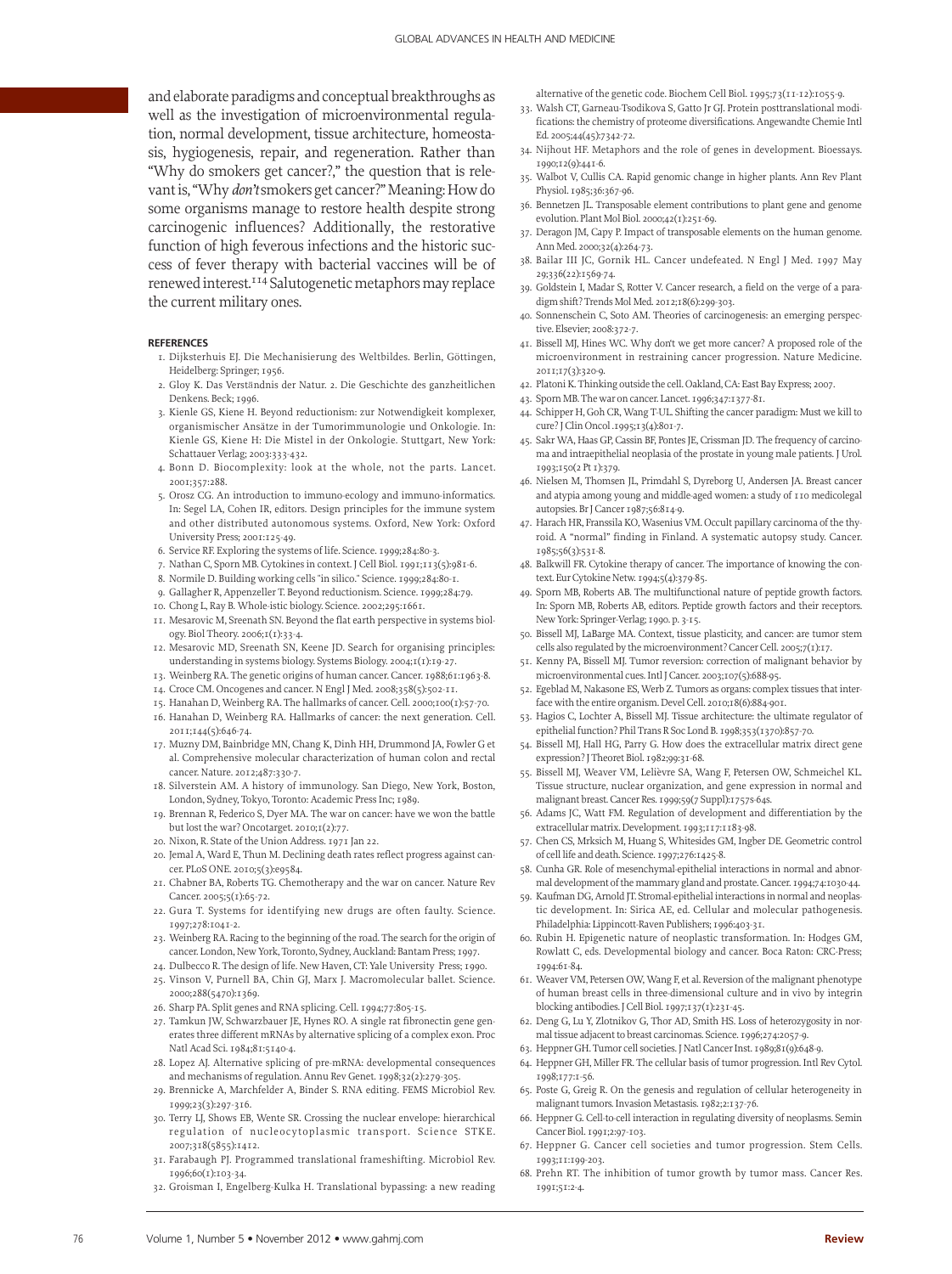and elaborate paradigms and conceptual breakthroughs as well as the investigation of microenvironmental regulation, normal development, tissue architecture, homeostasis, hygiogenesis, repair, and regeneration. Rather than "Why do smokers get cancer?," the question that is relevant is, "Why *don't* smokers get cancer?" Meaning: How do some organisms manage to restore health despite strong carcinogenic influences? Additionally, the restorative function of high feverous infections and the historic success of fever therapy with bacterial vaccines will be of renewed interest.[114] Salutogenetic metaphors may replace the current military ones.

## REFERENCES

1. Dijksterhuis EJ. Die Mechanisierung des Weltbildes. Berlin, Göttingen, Heidelberg: Springer; 1956.
2. Gloy K. Das Verständnis der Natur. 2. Die Geschichte des ganzheitlichen Denkens. Beck; 1996.
3. Kienle GS, Kiene H. Beyond reductionism: zur Notwendigkeit komplexer, organismischer Ansätze in der Tumorimmunologie und Onkologie. In: Kienle GS, Kiene H: Die Mistel in der Onkologie. Stuttgart, New York: Schattauer Verlag; 2003:333-432.
4. Bonn D. Biocomplexity: look at the whole, not the parts. Lancet. 2001;357:288.
5. Orosz CG. An introduction to immuno-ecology and immuno-informatics. In: Segel LA, Cohen IR, editors. Design principles for the immune system and other distributed autonomous systems. Oxford, New York: Oxford University Press; 2001:125-49.
6. Service RF. Exploring the systems of life. Science. 1999;284:80-3.
7. Nathan C, Sporn MB. Cytokines in context. J Cell Biol. 1991;113(5):981-6.
8. Normile D. Building working cells "in silico." Science. 1999;284:80-1.
9. Gallagher R, Appenzeller T. Beyond reductionism. Science. 1999;284:79.
10. Chong L, Ray B. Whole-istic biology. Science. 2002;295:1661.
11. Mesarovic M, Sreenath SN. Beyond the flat earth perspective in systems biology. Biol Theory. 2006;1(1):33-4.
12. Mesarovic MD, Sreenath SN, Keene JD. Search for organising principles: understanding in systems biology. Systems Biology. 2004;1(1):19-27.
13. Weinberg RA. The genetic origins of human cancer. Cancer. 1988;61:1963-8.
14. Croce CM. Oncogenes and cancer. N Engl J Med. 2008;358(5):502-11.
15. Hanahan D, Weinberg RA. The hallmarks of cancer. Cell. 2000;100(1):57-70.
16. Hanahan D, Weinberg RA. Hallmarks of cancer: the next generation. Cell. 2011;144(5):646-74.
17. Muzny DM, Bainbridge MN, Chang K, Dinh HH, Drummond JA, Fowler G et al. Comprehensive molecular characterization of human colon and rectal cancer. Nature. 2012;487:330-7.
18. Silverstein AM. A history of immunology. San Diego, New York, Boston, London, Sydney, Tokyo, Toronto: Academic Press Inc; 1989.
19. Brennan R, Federico S, Dyer MA. The war on cancer: have we won the battle but lost the war? Oncotarget. 2010;1(2):77.
20. Nixon, R. State of the Union Address. 1971 Jan 22.
20. Jemal A, Ward E, Thun M. Declining death rates reflect progress against cancer. PLoS ONE. 2010;5(3):e9584.
21. Chabner BA, Roberts TG. Chemotherapy and the war on cancer. Nature Rev Cancer. 2005;5(1):65-72.
22. Gura T. Systems for identifying new drugs are often faulty. Science. 1997;278:1041-2.
23. Weinberg RA. Racing to the beginning of the road. The search for the origin of cancer. London, New York, Toronto, Sydney, Auckland: Bantam Press; 1997.
24. Dulbecco R. The design of life. New Haven, CT: Yale University Press; 1990.
25. Vinson V, Purnell BA, Chin GJ, Marx J. Macromolecular ballet. Science. 2000;288(5470):1369.
26. Sharp PA. Split genes and RNA splicing. Cell. 1994;77:805-15.
27. Tamkun JW, Schwarzbauer JE, Hynes RO. A single rat fibronectin gene generates three different mRNAs by alternative splicing of a complex exon. Proc Natl Acad Sci. 1984;81:5140-4.
28. Lopez AJ. Alternative splicing of pre-mRNA: developmental consequences and mechanisms of regulation. Annu Rev Genet. 1998;32(2):279-305.
29. Brennicke A, Marchfelder A, Binder S. RNA editing. FEMS Microbiol Rev. 1999;23(3):297-316.
30. Terry LJ, Shows EB, Wente SR. Crossing the nuclear envelope: hierarchical regulation of nucleocytoplasmic transport. Science STKE. 2007;318(5855):1412.
31. Farabaugh PJ. Programmed translational frameshifting. Microbiol Rev. 1996;60(1):103-34.
32. Groisman I, Engelberg-Kulka H. Translational bypassing: a new reading alternative of the genetic code. Biochem Cell Biol. 1995;73(11-12):1055-9.
33. Walsh CT, Garneau-Tsodikova S, Gatto Jr GJ. Protein posttranslational modifications: the chemistry of proteome diversifications. Angewandte Chemie Intl Ed. 2005;44(45):7342-72.
34. Nijhout HF. Metaphors and the role of genes in development. Bioessays. 1990;12(9):441-6.
35. Walbot V, Cullis CA. Rapid genomic change in higher plants. Ann Rev Plant Physiol. 1985;36:367-96.
36. Bennetzen JL. Transposable element contributions to plant gene and genome evolution. Plant Mol Biol. 2000;42(1):251-69.
37. Deragon JM, Capy P. Impact of transposable elements on the human genome. Ann Med. 2000;32(4):264-73.
38. Bailar III JC, Gornik HL. Cancer undefeated. N Engl J Med. 1997 May 29;336(22):1569-74.
39. Goldstein I, Madar S, Rotter V. Cancer research, a field on the verge of a paradigm shift? Trends Mol Med. 2012;18(6):299-303.
40. Sonnenschein C, Soto AM. Theories of carcinogenesis: an emerging perspective. Elsevier; 2008:372-7.
41. Bissell MJ, Hines WC. Why don't we get more cancer? A proposed role of the microenvironment in restraining cancer progression. Nature Medicine. 2011;17(3):320-9.
42. Platoni K. Thinking outside the cell. Oakland, CA: East Bay Express; 2007.
43. Sporn MB. The war on cancer. Lancet. 1996;347:1377-81.
44. Schipper H, Goh CR, Wang T-UL. Shifting the cancer paradigm: Must we kill to cure? J Clin Oncol .1995;13(4):801-7.
45. Sakr WA, Haas GP, Cassin BF, Pontes JE, Crissman JD. The frequency of carcinoma and intraepithelial neoplasia of the prostate in young male patients. J Urol. 1993;150(2 Pt 1):379.
46. Nielsen M, Thomsen JL, Primdahl S, Dyreborg U, Andersen JA. Breast cancer and atypia among young and middle-aged women: a study of 110 medicolegal autopsies. Br J Cancer 1987;56:814-9.
47. Harach HR, Franssila KO, Wasenius VM. Occult papillary carcinoma of the thyroid. A "normal" finding in Finland. A systematic autopsy study. Cancer. 1985;56(3):531-8.
48. Balkwill FR. Cytokine therapy of cancer. The importance of knowing the context. Eur Cytokine Netw. 1994;5(4):379-85.
49. Sporn MB, Roberts AB. The multifunctional nature of peptide growth factors. In: Sporn MB, Roberts AB, editors. Peptide growth factors and their receptors. New York: Springer-Verlag; 1990. p. 3-15.
50. Bissell MJ, LaBarge MA. Context, tissue plasticity, and cancer: are tumor stem cells also regulated by the microenvironment? Cancer Cell. 2005;7(1):17.
51. Kenny PA, Bissell MJ. Tumor reversion: correction of malignant behavior by microenvironmental cues. Intl J Cancer. 2003;107(5):688-95.
52. Egeblad M, Nakasone ES, Werb Z. Tumors as organs: complex tissues that interface with the entire organism. Devel Cell. 2010;18(6):884-901.
53. Hagios C, Lochter A, Bissell MJ. Tissue architecture: the ultimate regulator of epithelial function? Phil Trans R Soc Lond B. 1998;353(1370):857-70.
54. Bissell MJ, Hall HG, Parry G. How does the extracellular matrix direct gene expression? J Theoret Biol. 1982;99:31-68.
55. Bissell MJ, Weaver VM, Lelièvre SA, Wang F, Petersen OW, Schmeichel KL. Tissue structure, nuclear organization, and gene expression in normal and malignant breast. Cancer Res. 1999;59(7 Suppl):1757s-64s.
56. Adams JC, Watt FM. Regulation of development and differentiation by the extracellular matrix. Development. 1993;117:1183-98.
57. Chen CS, Mrksich M, Huang S, Whitesides GM, Ingber DE. Geometric control of cell life and death. Science. 1997;276:1425-8.
58. Cunha GR. Role of mesenchymal-epithelial interactions in normal and abnormal development of the mammary gland and prostate. Cancer. 1994;74:1030-44.
59. Kaufman DG, Arnold JT. Stromal-epithelial interactions in normal and neoplastic development. In: Sirica AE, ed. Cellular and molecular pathogenesis. Philadelphia: Lippincott-Raven Publishers; 1996:403-31.
60. Rubin H. Epigenetic nature of neoplastic transformation. In: Hodges GM, Rowlatt C, eds. Developmental biology and cancer. Boca Raton: CRC-Press; 1994:61-84.
61. Weaver VM, Petersen OW, Wang F, et al. Reversion of the malignant phenotype of human breast cells in three-dimensional culture and in vivo by integrin blocking antibodies. J Cell Biol. 1997;137(1):231-45.
62. Deng G, Lu Y, Zlotnikov G, Thor AD, Smith HS. Loss of heterozygosity in normal tissue adjacent to breast carcinomas. Science. 1996;274:2057-9.
63. Heppner GH. Tumor cell societies. J Natl Cancer Inst. 1989;81(9):648-9.
64. Heppner GH, Miller FR. The cellular basis of tumor progression. Intl Rev Cytol. 1998;177:1-56.
65. Poste G, Greig R. On the genesis and regulation of cellular heterogeneity in malignant tumors. Invasion Metastasis. 1982;2:137-76.
66. Heppner G. Cell-to-cell interaction in regulating diversity of neoplasms. Semin Cancer Biol. 1991;2:97-103.
67. Heppner G. Cancer cell societies and tumor progression. Stem Cells. 1993;11:199-203.
68. Prehn RT. The inhibition of tumor growth by tumor mass. Cancer Res. 1991;51:2-4.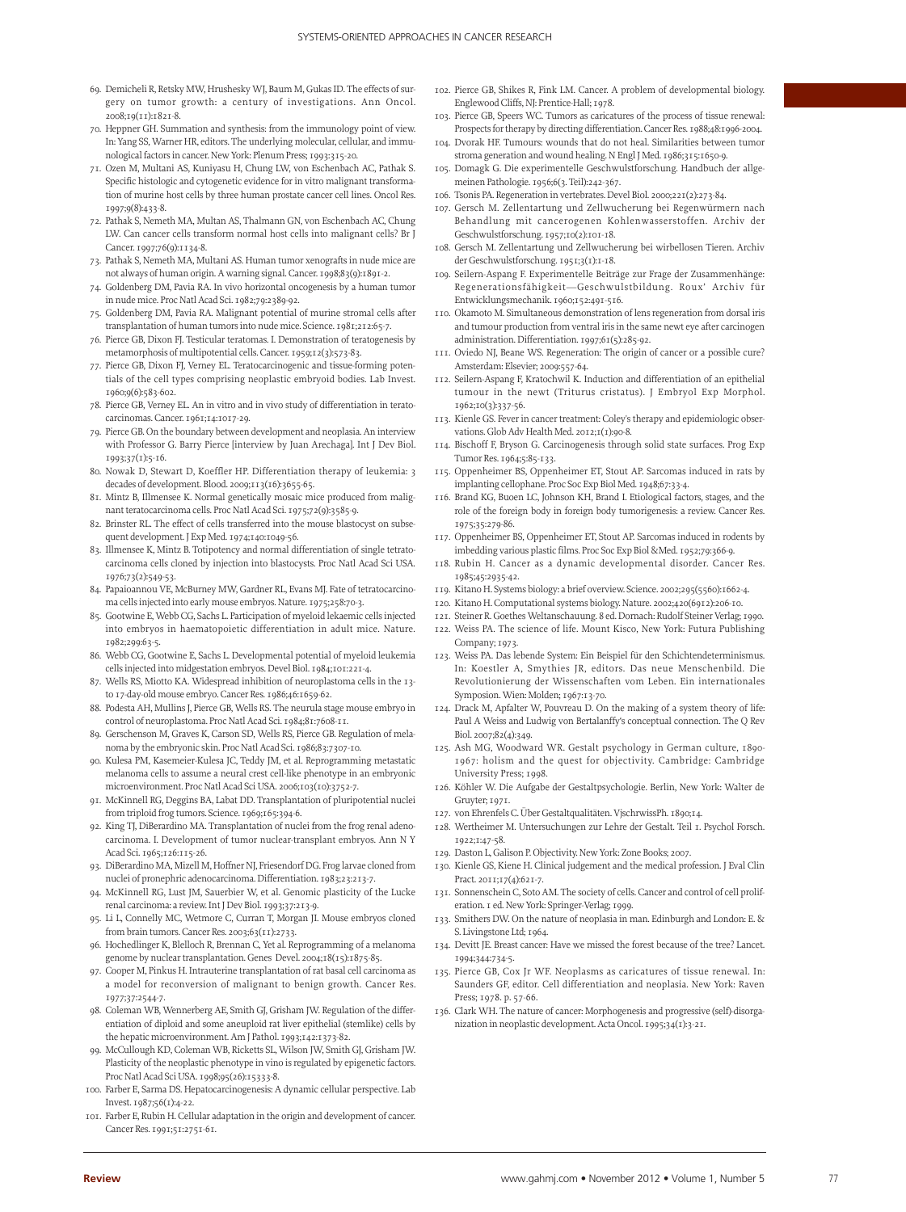69. Demicheli R, Retsky MW, Hrushesky WJ, Baum M, Gukas ID. The effects of surgery on tumor growth: a century of investigations. Ann Oncol. 2008;19(11):1821-8.
70. Heppner GH. Summation and synthesis: from the immunology point of view. In: Yang SS, Warner HR, editors. The underlying molecular, cellular, and immunological factors in cancer. New York: Plenum Press; 1993:315-20.
71. Ozen M, Multani AS, Kuniyasu H, Chung LW, von Eschenbach AC, Pathak S. Specific histologic and cytogenetic evidence for in vitro malignant transformation of murine host cells by three human prostate cancer cell lines. Oncol Res. 1997;9(8):433-8.
72. Pathak S, Nemeth MA, Multan AS, Thalmann GN, von Eschenbach AC, Chung LW. Can cancer cells transform normal host cells into malignant cells? Br J Cancer. 1997;76(9):1134-8.
73. Pathak S, Nemeth MA, Multani AS. Human tumor xenografts in nude mice are not always of human origin. A warning signal. Cancer. 1998;83(9):1891-2.
74. Goldenberg DM, Pavia RA. In vivo horizontal oncogenesis by a human tumor in nude mice. Proc Natl Acad Sci. 1982;79:2389-92.
75. Goldenberg DM, Pavia RA. Malignant potential of murine stromal cells after transplantation of human tumors into nude mice. Science. 1981;212:65-7.
76. Pierce GB, Dixon FJ. Testicular teratomas. I. Demonstration of teratogenesis by metamorphosis of multipotential cells. Cancer. 1959;12(3):573-83.
77. Pierce GB, Dixon FJ, Verney EL. Teratocarcinogenic and tissue-forming potentials of the cell types comprising neoplastic embryoid bodies. Lab Invest. 1960;9(6):583-602.
78. Pierce GB, Verney EL. An in vitro and in vivo study of differentiation in teratocarcinomas. Cancer. 1961;14:1017-29.
79. Pierce GB. On the boundary between development and neoplasia. An interview with Professor G. Barry Pierce [interview by Juan Arechaga]. Int J Dev Biol. 1993;37(1):5-16.
80. Nowak D, Stewart D, Koeffler HP. Differentiation therapy of leukemia: 3 decades of development. Blood. 2009;113(16):3655-65.
81. Mintz B, Illmensee K. Normal genetically mosaic mice produced from malignant teratocarcinoma cells. Proc Natl Acad Sci. 1975;72(9):3585-9.
82. Brinster RL. The effect of cells transferred into the mouse blastocyst on subsequent development. J Exp Med. 1974;140:1049-56.
83. Illmensee K, Mintz B. Totipotency and normal differentiation of single teratocarcinoma cells cloned by injection into blastocysts. Proc Natl Acad Sci USA. 1976;73(2):549-53.
84. Papaioannou VE, McBurney MW, Gardner RL, Evans MJ. Fate of tetratocarcinoma cells injected into early mouse embryos. Nature. 1975;258:70-3.
85. Gootwine E, Webb CG, Sachs L. Participation of myeloid lekaemic cells injected into embryos in haematopoietic differentiation in adult mice. Nature. 1982;299:63-5.
86. Webb CG, Gootwine E, Sachs L. Developmental potential of myeloid leukemia cells injected into midgestation embryos. Devel Biol. 1984;101:221-4.
87. Wells RS, Miotto KA. Widespread inhibition of neuroplastoma cells in the 13- to 17-day-old mouse embryo. Cancer Res. 1986;46:1659-62.
88. Podesta AH, Mullins J, Pierce GB, Wells RS. The neurula stage mouse embryo in control of neuroplastoma. Proc Natl Acad Sci. 1984;81:7608-11.
89. Gerschenson M, Graves K, Carson SD, Wells RS, Pierce GB. Regulation of melanoma by the embryonic skin. Proc Natl Acad Sci. 1986;83:7307-10.
90. Kulesa PM, Kasemeier-Kulesa JC, Teddy JM, et al. Reprogramming metastatic melanoma cells to assume a neural crest cell-like phenotype in an embryonic microenvironment. Proc Natl Acad Sci USA. 2006;103(10):3752-7.
91. McKinnell RG, Deggins BA, Labat DD. Transplantation of pluripotential nuclei from triploid frog tumors. Science. 1969;165:394-6.
92. King TJ, DiBerardino MA. Transplantation of nuclei from the frog renal adenocarcinoma. I. Development of tumor nuclear-transplant embryos. Ann N Y Acad Sci. 1965;126:115-26.
93. DiBerardino MA, Mizell M, Hoffner NJ, Friesendorf DG. Frog larvae cloned from nuclei of pronephric adenocarcinoma. Differentiation. 1983;23:213-7.
94. McKinnell RG, Lust JM, Sauerbier W, et al. Genomic plasticity of the Lucke renal carcinoma: a review. Int J Dev Biol. 1993;37:213-9.
95. Li L, Connelly MC, Wetmore C, Curran T, Morgan JI. Mouse embryos cloned from brain tumors. Cancer Res. 2003;63(11):2733.
96. Hochedlinger K, Blelloch R, Brennan C, Yet al. Reprogramming of a melanoma genome by nuclear transplantation. Genes Devel. 2004;18(15):1875-85.
97. Cooper M, Pinkus H. Intrauterine transplantation of rat basal cell carcinoma as a model for reconversion of malignant to benign growth. Cancer Res. 1977;37:2544-7.
98. Coleman WB, Wennerberg AE, Smith GJ, Grisham JW. Regulation of the differentiation of diploid and some aneuploid rat liver epithelial (stemlike) cells by the hepatic microenvironment. Am J Pathol. 1993;142:1373-82.
99. McCullough KD, Coleman WB, Ricketts SL, Wilson JW, Smith GJ, Grisham JW. Plasticity of the neoplastic phenotype in vino is regulated by epigenetic factors. Proc Natl Acad Sci USA. 1998;95(26):15333-8.
100. Farber E, Sarma DS. Hepatocarcinogenesis: A dynamic cellular perspective. Lab Invest. 1987;56(1):4-22.
101. Farber E, Rubin H. Cellular adaptation in the origin and development of cancer. Cancer Res. 1991;51:2751-61.
102. Pierce GB, Shikes R, Fink LM. Cancer. A problem of developmental biology. Englewood Cliffs, NJ: Prentice-Hall; 1978.
103. Pierce GB, Speers WC. Tumors as caricatures of the process of tissue renewal: Prospects for therapy by directing differentiation. Cancer Res. 1988;48:1996-2004.
104. Dvorak HF. Tumours: wounds that do not heal. Similarities between tumor stroma generation and wound healing. N Engl J Med. 1986;315:1650-9.
105. Domagk G. Die experimentelle Geschwulstforschung. Handbuch der allgemeinen Pathologie. 1956;6(3. Teil):242-367.
106. Tsonis PA. Regeneration in vertebrates. Devel Biol. 2000;221(2):273-84.
107. Gersch M. Zellentartung und Zellwucherung bei Regenwürmern nach Behandlung mit cancerogenen Kohlenwasserstoffen. Archiv der Geschwulstforschung. 1957;10(2):101-18.
108. Gersch M. Zellentartung und Zellwucherung bei wirbellosen Tieren. Archiv der Geschwulstforschung. 1951;3(1):1-18.
109. Seilern-Aspang F. Experimentelle Beiträge zur Frage der Zusammenhänge: Regenerationsfähigkeit—Geschwulstbildung. Roux' Archiv für Entwicklungsmechanik. 1960;152:491-516.
110. Okamoto M. Simultaneous demonstration of lens regeneration from dorsal iris and tumour production from ventral iris in the same newt eye after carcinogen administration. Differentiation. 1997;61(5):285-92.
111. Oviedo NJ, Beane WS. Regeneration: The origin of cancer or a possible cure? Amsterdam: Elsevier; 2009:557-64.
112. Seilern-Aspang F, Kratochwil K. Induction and differentiation of an epithelial tumour in the newt (Triturus cristatus). J Embryol Exp Morphol. 1962;10(3):337-56.
113. Kienle GS. Fever in cancer treatment: Coley's therapy and epidemiologic observations. Glob Adv Health Med. 2012;1(1):90-8.
114. Bischoff F, Bryson G. Carcinogenesis through solid state surfaces. Prog Exp Tumor Res. 1964;5:85-133.
115. Oppenheimer BS, Oppenheimer ET, Stout AP. Sarcomas induced in rats by implanting cellophane. Proc Soc Exp Biol Med. 1948;67:33-4.
116. Brand KG, Buoen LC, Johnson KH, Brand I. Etiological factors, stages, and the role of the foreign body in foreign body tumorigenesis: a review. Cancer Res. 1975;35:279-86.
117. Oppenheimer BS, Oppenheimer ET, Stout AP. Sarcomas induced in rodents by imbedding various plastic films. Proc Soc Exp Biol &Med. 1952;79:366-9.
118. Rubin H. Cancer as a dynamic developmental disorder. Cancer Res. 1985;45:2935-42.
119. Kitano H. Systems biology: a brief overview. Science. 2002;295(5560):1662-4.
120. Kitano H. Computational systems biology. Nature. 2002;420(6912):206-10.
121. Steiner R. Goethes Weltanschauung. 8 ed. Dornach: Rudolf Steiner Verlag; 1990.
122. Weiss PA. The science of life. Mount Kisco, New York: Futura Publishing Company; 1973.
123. Weiss PA. Das lebende System: Ein Beispiel für den Schichtendeterminismus. In: Koestler A, Smythies JR, editors. Das neue Menschenbild. Die Revolutionierung der Wissenschaften vom Leben. Ein internationales Symposion. Wien: Molden; 1967:13-70.
124. Drack M, Apfalter W, Pouvreau D. On the making of a system theory of life: Paul A Weiss and Ludwig von Bertalanffy's conceptual connection. The Q Rev Biol. 2007;82(4):349.
125. Ash MG, Woodward WR. Gestalt psychology in German culture, 1890-1967: holism and the quest for objectivity. Cambridge: Cambridge University Press; 1998.
126. Köhler W. Die Aufgabe der Gestaltpsychologie. Berlin, New York: Walter de Gruyter; 1971.
127. von Ehrenfels C. Über Gestaltqualitäten. VjschrwissPh. 1890;14.
128. Wertheimer M. Untersuchungen zur Lehre der Gestalt. Teil 1. Psychol Forsch. 1922;1:47-58.
129. Daston L, Galison P. Objectivity. New York: Zone Books; 2007.
130. Kienle GS, Kiene H. Clinical judgement and the medical profession. J Eval Clin Pract. 2011;17(4):621-7.
131. Sonnenschein C, Soto AM. The society of cells. Cancer and control of cell proliferation. 1 ed. New York: Springer-Verlag; 1999.
133. Smithers DW. On the nature of neoplasia in man. Edinburgh and London: E. & S. Livingstone Ltd; 1964.
134. Devitt JE. Breast cancer: Have we missed the forest because of the tree? Lancet. 1994;344:734-5.
135. Pierce GB, Cox Jr WF. Neoplasms as caricatures of tissue renewal. In: Saunders GF, editor. Cell differentiation and neoplasia. New York: Raven Press; 1978. p. 57-66.
136. Clark WH. The nature of cancer: Morphogenesis and progressive (self)-disorganization in neoplastic development. Acta Oncol. 1995;34(1):3-21.